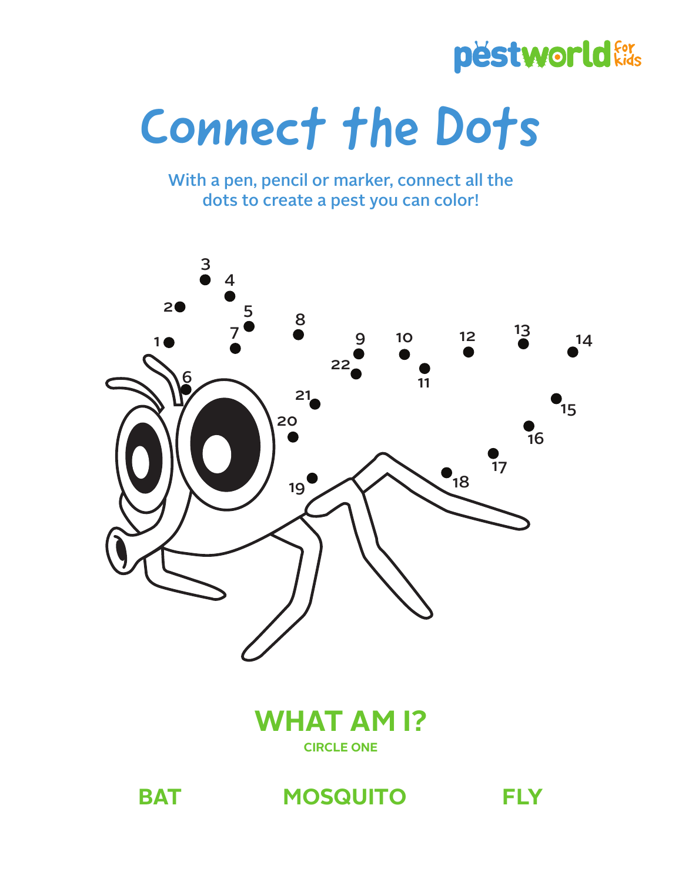pestworld for kids

# Connect the Dots

With a pen, pencil or marker, connect all the dots to create a pest you can color!

## WHAT AM I?

**CIRCLE ONE**

**BAT** **MOSQUITO** **FLY**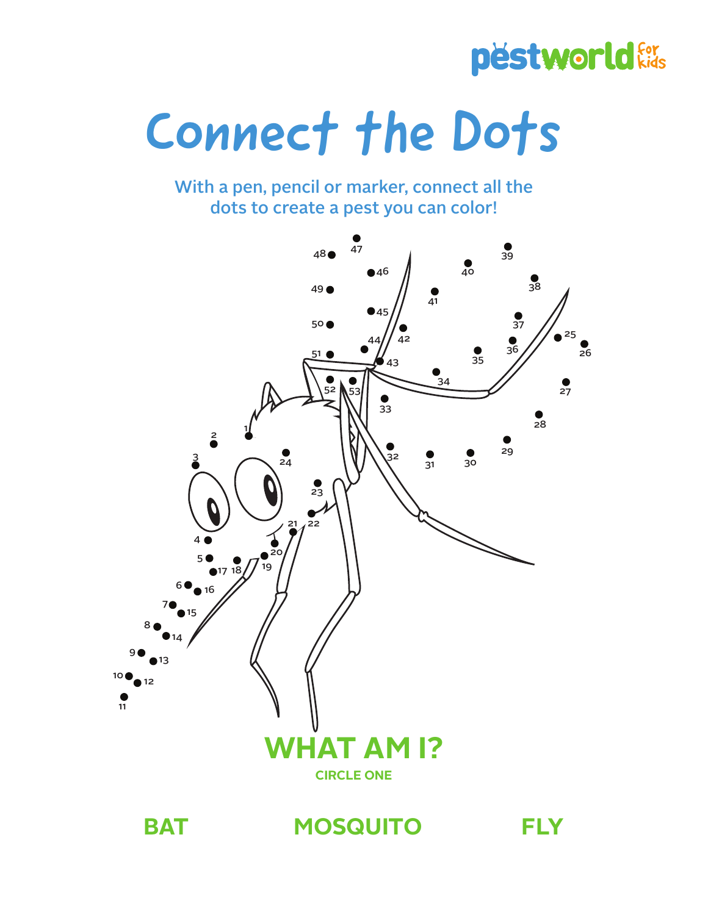# Connect the Dots

With a pen, pencil or marker, connect all the dots to create a pest you can color!

## WHAT AM I?

**CIRCLE ONE**

**BAT** **MOSQUITO** **FLY**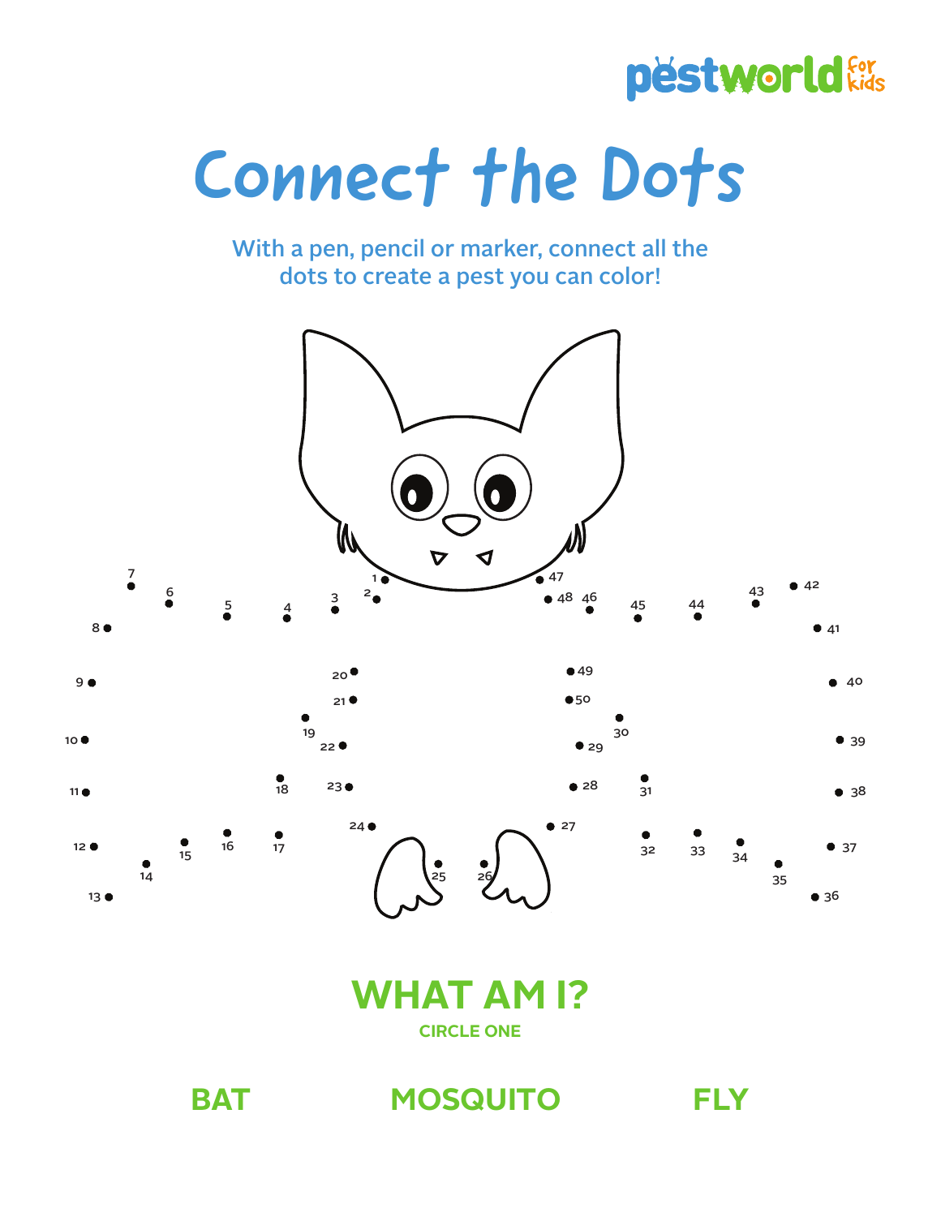# Connect the Dots

With a pen, pencil or marker, connect all the dots to create a pest you can color!

## WHAT AM I?

CIRCLE ONE

**BAT** **MOSQUITO** **FLY**